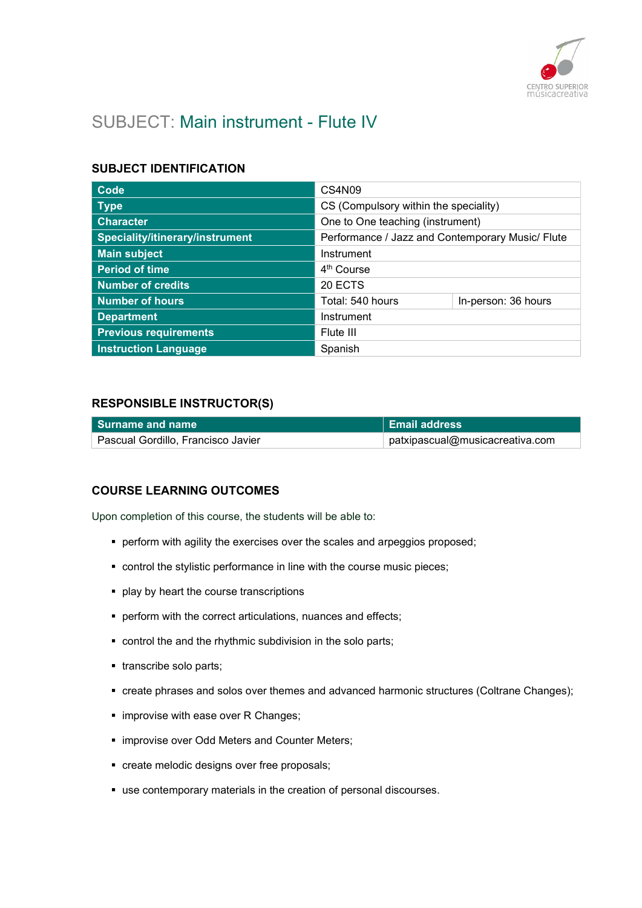# SUBJECT: Main instrument - Flute IV

## SUBJECT IDENTIFICATION

| | | |
|---|---|---|
| **Code** | CS4N09 | |
| **Type** | CS (Compulsory within the speciality) | |
| **Character** | One to One teaching (instrument) | |
| **Speciality/itinerary/instrument** | Performance / Jazz and Contemporary Music/ Flute | |
| **Main subject** | Instrument | |
| **Period of time** | 4th Course | |
| **Number of credits** | 20 ECTS | |
| **Number of hours** | Total: 540 hours | In-person: 36 hours |
| **Department** | Instrument | |
| **Previous requirements** | Flute III | |
| **Instruction Language** | Spanish | |

## RESPONSIBLE INSTRUCTOR(S)

| Surname and name | Email address |
|---|---|
| Pascual Gordillo, Francisco Javier | patxipascual@musicacreativa.com |

## COURSE LEARNING OUTCOMES

Upon completion of this course, the students will be able to:

- perform with agility the exercises over the scales and arpeggios proposed;
- control the stylistic performance in line with the course music pieces;
- play by heart the course transcriptions
- perform with the correct articulations, nuances and effects;
- control the and the rhythmic subdivision in the solo parts;
- transcribe solo parts;
- create phrases and solos over themes and advanced harmonic structures (Coltrane Changes);
- improvise with ease over R Changes;
- improvise over Odd Meters and Counter Meters;
- create melodic designs over free proposals;
- use contemporary materials in the creation of personal discourses.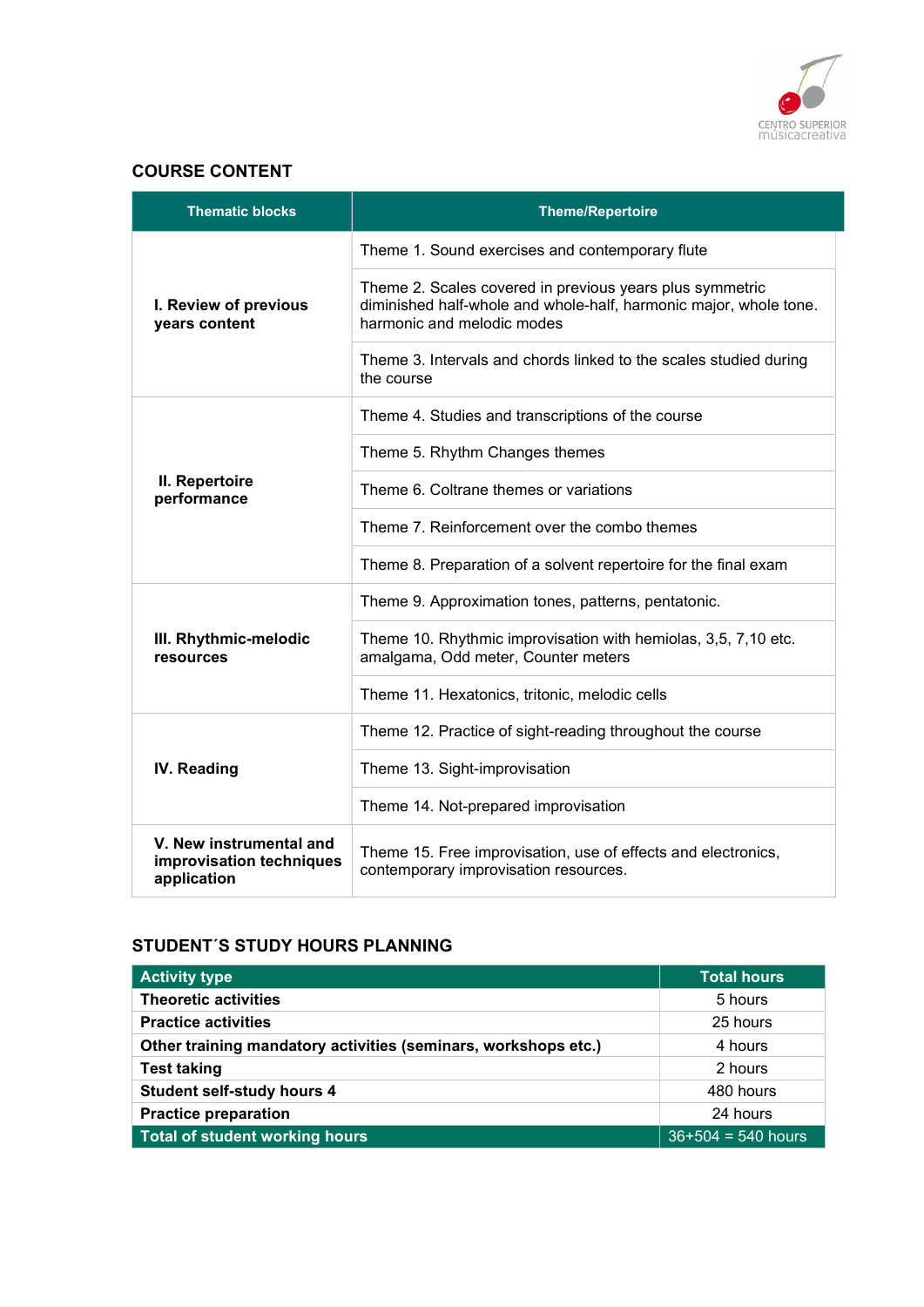## COURSE CONTENT

| Thematic blocks | Theme/Repertoire |
|---|---|
| **I. Review of previous years content** | Theme 1. Sound exercises and contemporary flute |
| | Theme 2. Scales covered in previous years plus symmetric diminished half-whole and whole-half, harmonic major, whole tone. harmonic and melodic modes |
| | Theme 3. Intervals and chords linked to the scales studied during the course |
| **II. Repertoire performance** | Theme 4. Studies and transcriptions of the course |
| | Theme 5. Rhythm Changes themes |
| | Theme 6. Coltrane themes or variations |
| | Theme 7. Reinforcement over the combo themes |
| | Theme 8. Preparation of a solvent repertoire for the final exam |
| **III. Rhythmic-melodic resources** | Theme 9. Approximation tones, patterns, pentatonic. |
| | Theme 10. Rhythmic improvisation with hemiolas, 3,5, 7,10 etc. amalgama, Odd meter, Counter meters |
| | Theme 11. Hexatonics, tritonic, melodic cells |
| **IV. Reading** | Theme 12. Practice of sight-reading throughout the course |
| | Theme 13. Sight-improvisation |
| | Theme 14. Not-prepared improvisation |
| **V. New instrumental and improvisation techniques application** | Theme 15. Free improvisation, use of effects and electronics, contemporary improvisation resources. |

## STUDENT´S STUDY HOURS PLANNING

| Activity type | Total hours |
|---|---|
| **Theoretic activities** | 5 hours |
| **Practice activities** | 25 hours |
| **Other training mandatory activities (seminars, workshops etc.)** | 4 hours |
| **Test taking** | 2 hours |
| **Student self-study hours 4** | 480 hours |
| **Practice preparation** | 24 hours |
| **Total of student working hours** | 36+504 = 540 hours |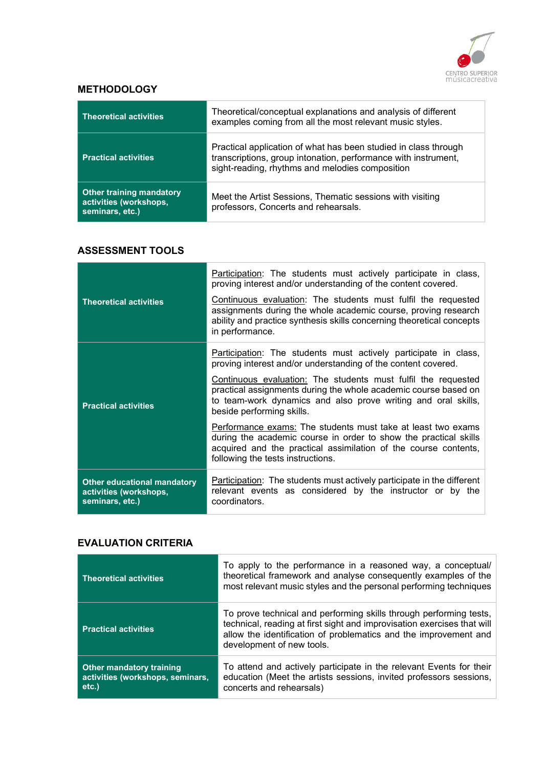## METHODOLOGY

| | |
|---|---|
| **Theoretical activities** | Theoretical/conceptual explanations and analysis of different examples coming from all the most relevant music styles. |
| **Practical activities** | Practical application of what has been studied in class through transcriptions, group intonation, performance with instrument, sight-reading, rhythms and melodies composition |
| **Other training mandatory activities (workshops, seminars, etc.)** | Meet the Artist Sessions, Thematic sessions with visiting professors, Concerts and rehearsals. |

## ASSESSMENT TOOLS

| | |
|---|---|
| **Theoretical activities** | Participation: The students must actively participate in class, proving interest and/or understanding of the content covered.<br><br>Continuous evaluation: The students must fulfil the requested assignments during the whole academic course, proving research ability and practice synthesis skills concerning theoretical concepts in performance. |
| **Practical activities** | Participation: The students must actively participate in class, proving interest and/or understanding of the content covered.<br><br>Continuous evaluation: The students must fulfil the requested practical assignments during the whole academic course based on to team-work dynamics and also prove writing and oral skills, beside performing skills.<br><br>Performance exams: The students must take at least two exams during the academic course in order to show the practical skills acquired and the practical assimilation of the course contents, following the tests instructions. |
| **Other educational mandatory activities (workshops, seminars, etc.)** | Participation: The students must actively participate in the different relevant events as considered by the instructor or by the coordinators. |

## EVALUATION CRITERIA

| | |
|---|---|
| **Theoretical activities** | To apply to the performance in a reasoned way, a conceptual/ theoretical framework and analyse consequently examples of the most relevant music styles and the personal performing techniques |
| **Practical activities** | To prove technical and performing skills through performing tests, technical, reading at first sight and improvisation exercises that will allow the identification of problematics and the improvement and development of new tools. |
| **Other mandatory training activities (workshops, seminars, etc.)** | To attend and actively participate in the relevant Events for their education (Meet the artists sessions, invited professors sessions, concerts and rehearsals) |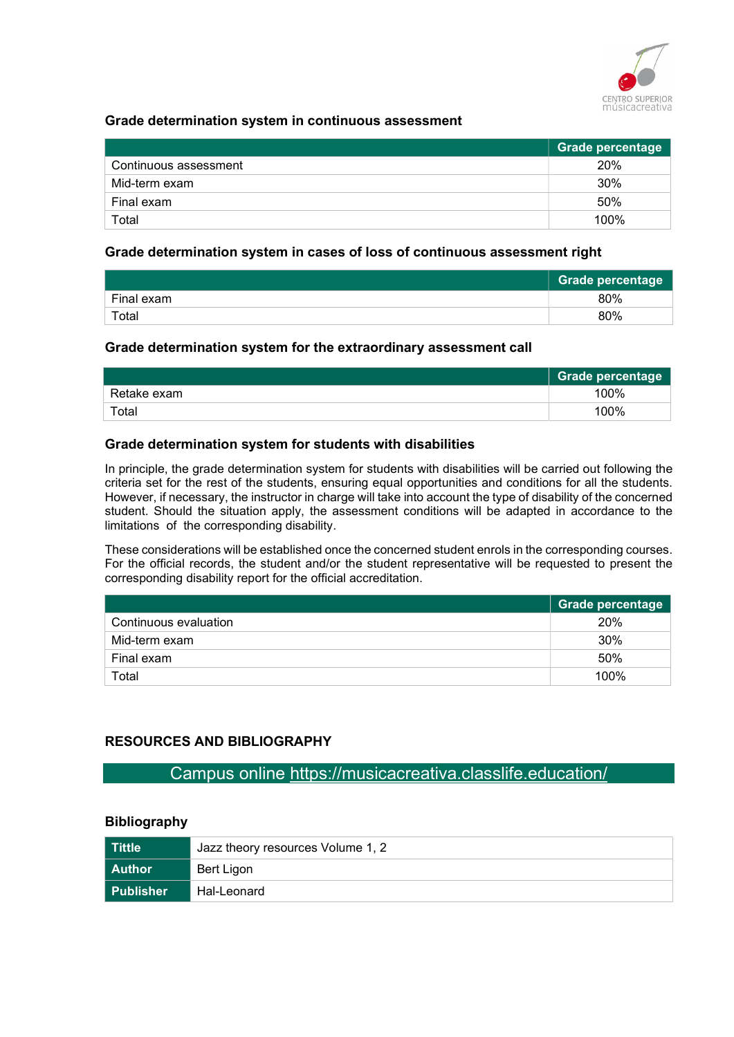### Grade determination system in continuous assessment

| | Grade percentage |
|---|---|
| Continuous assessment | 20% |
| Mid-term exam | 30% |
| Final exam | 50% |
| Total | 100% |

### Grade determination system in cases of loss of continuous assessment right

| | Grade percentage |
|---|---|
| Final exam | 80% |
| Total | 80% |

### Grade determination system for the extraordinary assessment call

| | Grade percentage |
|---|---|
| Retake exam | 100% |
| Total | 100% |

### Grade determination system for students with disabilities

In principle, the grade determination system for students with disabilities will be carried out following the criteria set for the rest of the students, ensuring equal opportunities and conditions for all the students. However, if necessary, the instructor in charge will take into account the type of disability of the concerned student. Should the situation apply, the assessment conditions will be adapted in accordance to the limitations of the corresponding disability.

These considerations will be established once the concerned student enrols in the corresponding courses. For the official records, the student and/or the student representative will be requested to present the corresponding disability report for the official accreditation.

| | Grade percentage |
|---|---|
| Continuous evaluation | 20% |
| Mid-term exam | 30% |
| Final exam | 50% |
| Total | 100% |

## RESOURCES AND BIBLIOGRAPHY

Campus online https://musicacreativa.classlife.education/

### Bibliography

| | |
|---|---|
| **Tittle** | Jazz theory resources Volume 1, 2 |
| **Author** | Bert Ligon |
| **Publisher** | Hal-Leonard |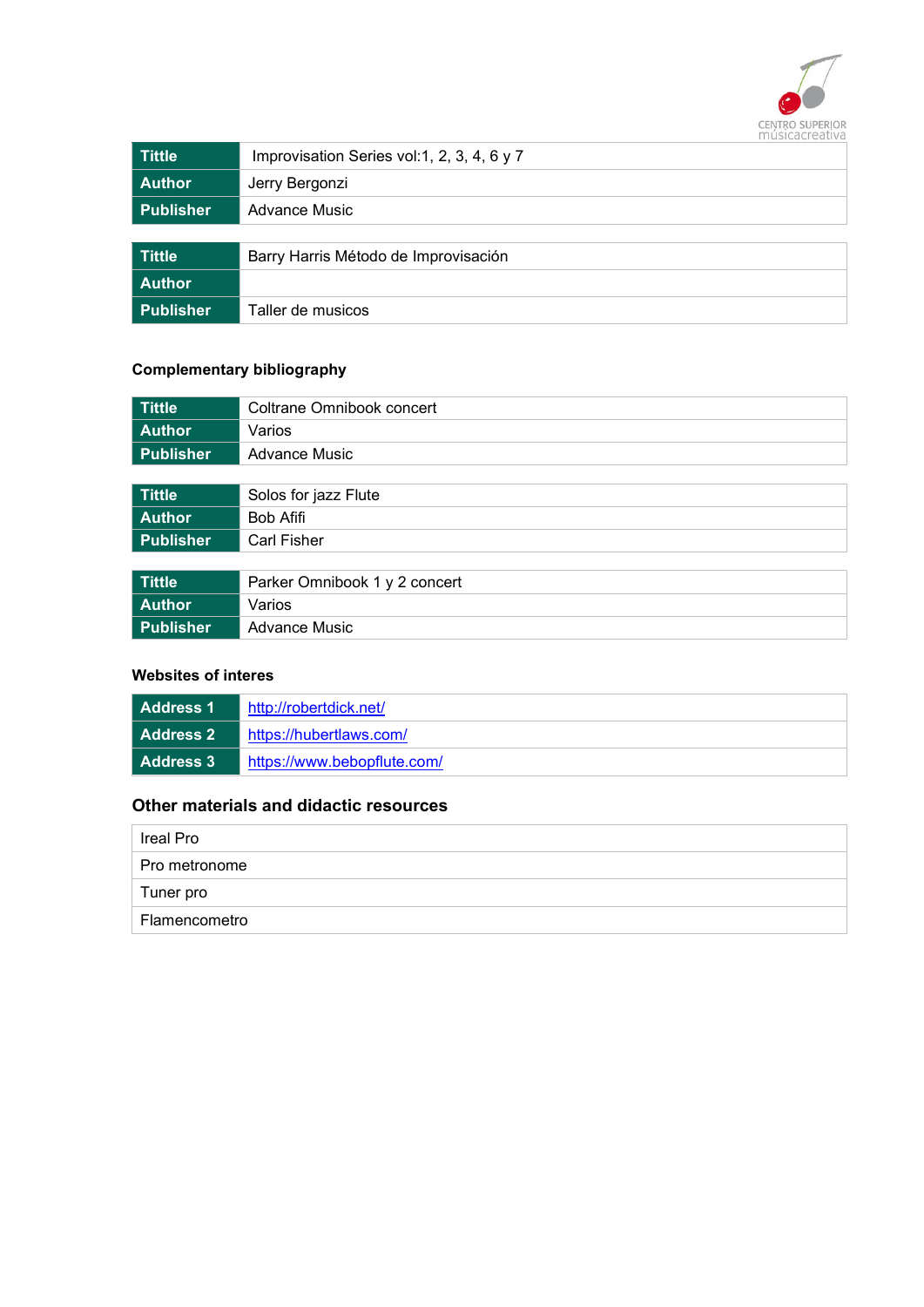| | |
|---|---|
| **Tittle** | Improvisation Series vol:1, 2, 3, 4, 6 y 7 |
| **Author** | Jerry Bergonzi |
| **Publisher** | Advance Music |

| | |
|---|---|
| **Tittle** | Barry Harris Método de Improvisación |
| **Author** | |
| **Publisher** | Taller de musicos |

### Complementary bibliography

| | |
|---|---|
| **Tittle** | Coltrane Omnibook concert |
| **Author** | Varios |
| **Publisher** | Advance Music |

| | |
|---|---|
| **Tittle** | Solos for jazz Flute |
| **Author** | Bob Afifi |
| **Publisher** | Carl Fisher |

| | |
|---|---|
| **Tittle** | Parker Omnibook 1 y 2 concert |
| **Author** | Varios |
| **Publisher** | Advance Music |

### Websites of interes

| | |
|---|---|
| **Address 1** | http://robertdick.net/ |
| **Address 2** | https://hubertlaws.com/ |
| **Address 3** | https://www.bebopflute.com/ |

### Other materials and didactic resources

| |
|---|
| Ireal Pro |
| Pro metronome |
| Tuner pro |
| Flamencometro |